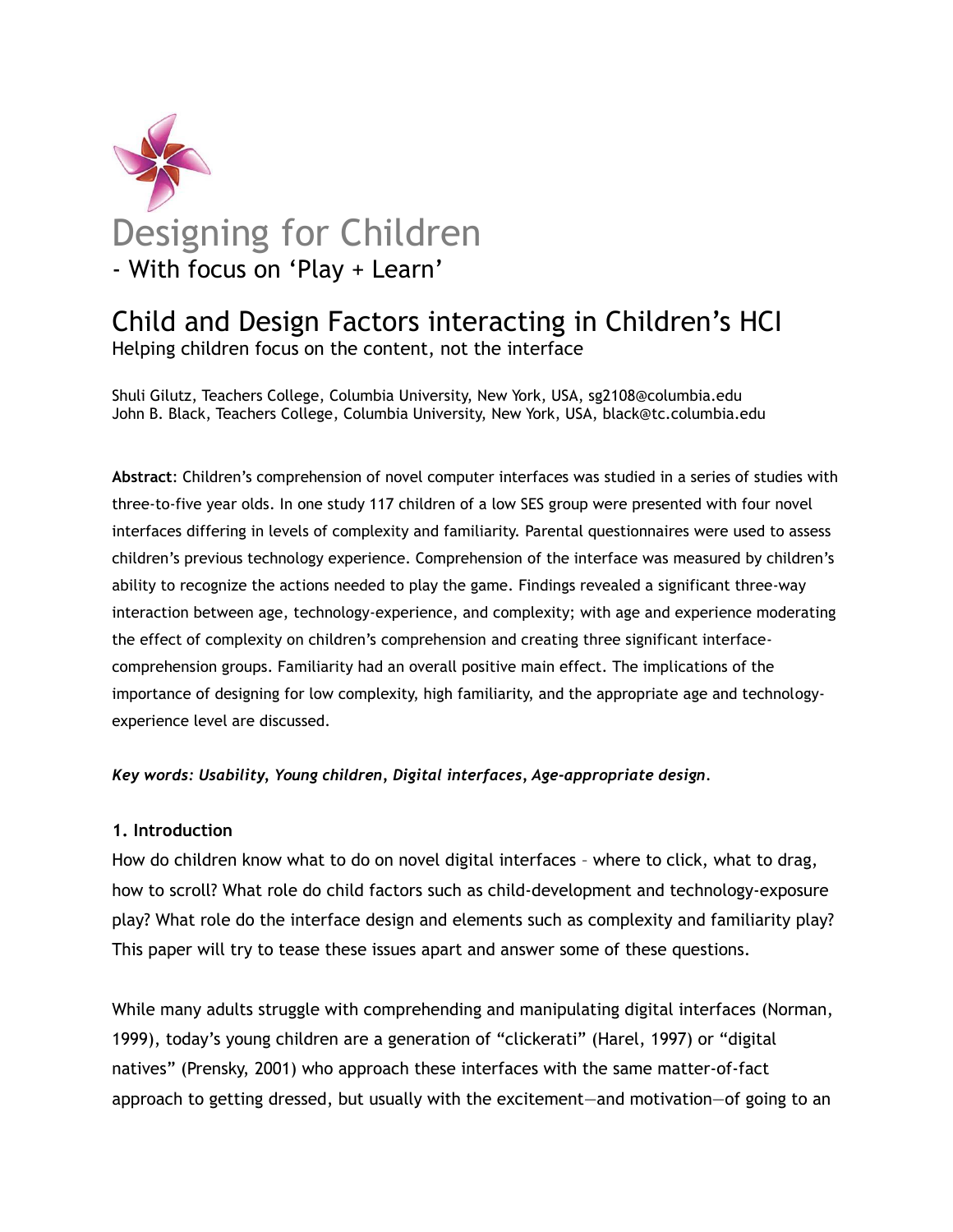# Designing for Children

- With focus on ‘Play + Learn’

## Child and Design Factors interacting in Children’s HCI

Helping children focus on the content, not the interface

Shuli Gilutz, Teachers College, Columbia University, New York, USA, sg2108@columbia.edu
John B. Black, Teachers College, Columbia University, New York, USA, black@tc.columbia.edu

**Abstract**: Children’s comprehension of novel computer interfaces was studied in a series of studies with three-to-five year olds. In one study 117 children of a low SES group were presented with four novel interfaces differing in levels of complexity and familiarity. Parental questionnaires were used to assess children’s previous technology experience. Comprehension of the interface was measured by children’s ability to recognize the actions needed to play the game. Findings revealed a significant three-way interaction between age, technology-experience, and complexity; with age and experience moderating the effect of complexity on children’s comprehension and creating three significant interface-comprehension groups. Familiarity had an overall positive main effect. The implications of the importance of designing for low complexity, high familiarity, and the appropriate age and technology-experience level are discussed.

***Key words: Usability, Young children, Digital interfaces, Age-appropriate design.***

### 1. Introduction

How do children know what to do on novel digital interfaces – where to click, what to drag, how to scroll? What role do child factors such as child-development and technology-exposure play? What role do the interface design and elements such as complexity and familiarity play? This paper will try to tease these issues apart and answer some of these questions.

While many adults struggle with comprehending and manipulating digital interfaces (Norman, 1999), today’s young children are a generation of “clickerati” (Harel, 1997) or “digital natives” (Prensky, 2001) who approach these interfaces with the same matter-of-fact approach to getting dressed, but usually with the excitement—and motivation—of going to an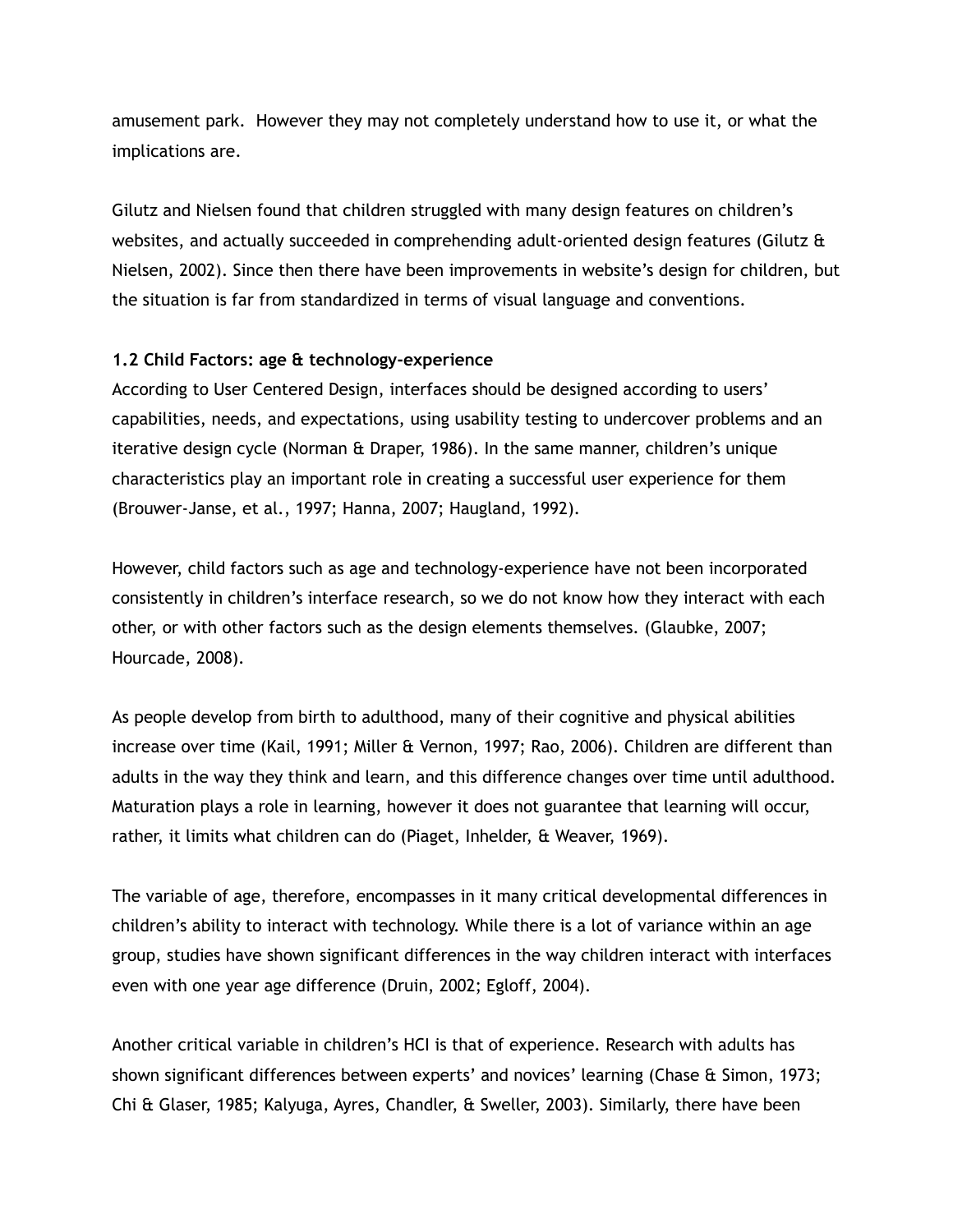amusement park. However they may not completely understand how to use it, or what the implications are.

Gilutz and Nielsen found that children struggled with many design features on children's websites, and actually succeeded in comprehending adult-oriented design features (Gilutz & Nielsen, 2002). Since then there have been improvements in website's design for children, but the situation is far from standardized in terms of visual language and conventions.

### 1.2 Child Factors: age & technology-experience

According to User Centered Design, interfaces should be designed according to users' capabilities, needs, and expectations, using usability testing to undercover problems and an iterative design cycle (Norman & Draper, 1986). In the same manner, children's unique characteristics play an important role in creating a successful user experience for them (Brouwer-Janse, et al., 1997; Hanna, 2007; Haugland, 1992).

However, child factors such as age and technology-experience have not been incorporated consistently in children's interface research, so we do not know how they interact with each other, or with other factors such as the design elements themselves. (Glaubke, 2007; Hourcade, 2008).

As people develop from birth to adulthood, many of their cognitive and physical abilities increase over time (Kail, 1991; Miller & Vernon, 1997; Rao, 2006). Children are different than adults in the way they think and learn, and this difference changes over time until adulthood. Maturation plays a role in learning, however it does not guarantee that learning will occur, rather, it limits what children can do (Piaget, Inhelder, & Weaver, 1969).

The variable of age, therefore, encompasses in it many critical developmental differences in children's ability to interact with technology. While there is a lot of variance within an age group, studies have shown significant differences in the way children interact with interfaces even with one year age difference (Druin, 2002; Egloff, 2004).

Another critical variable in children's HCI is that of experience. Research with adults has shown significant differences between experts' and novices' learning (Chase & Simon, 1973; Chi & Glaser, 1985; Kalyuga, Ayres, Chandler, & Sweller, 2003). Similarly, there have been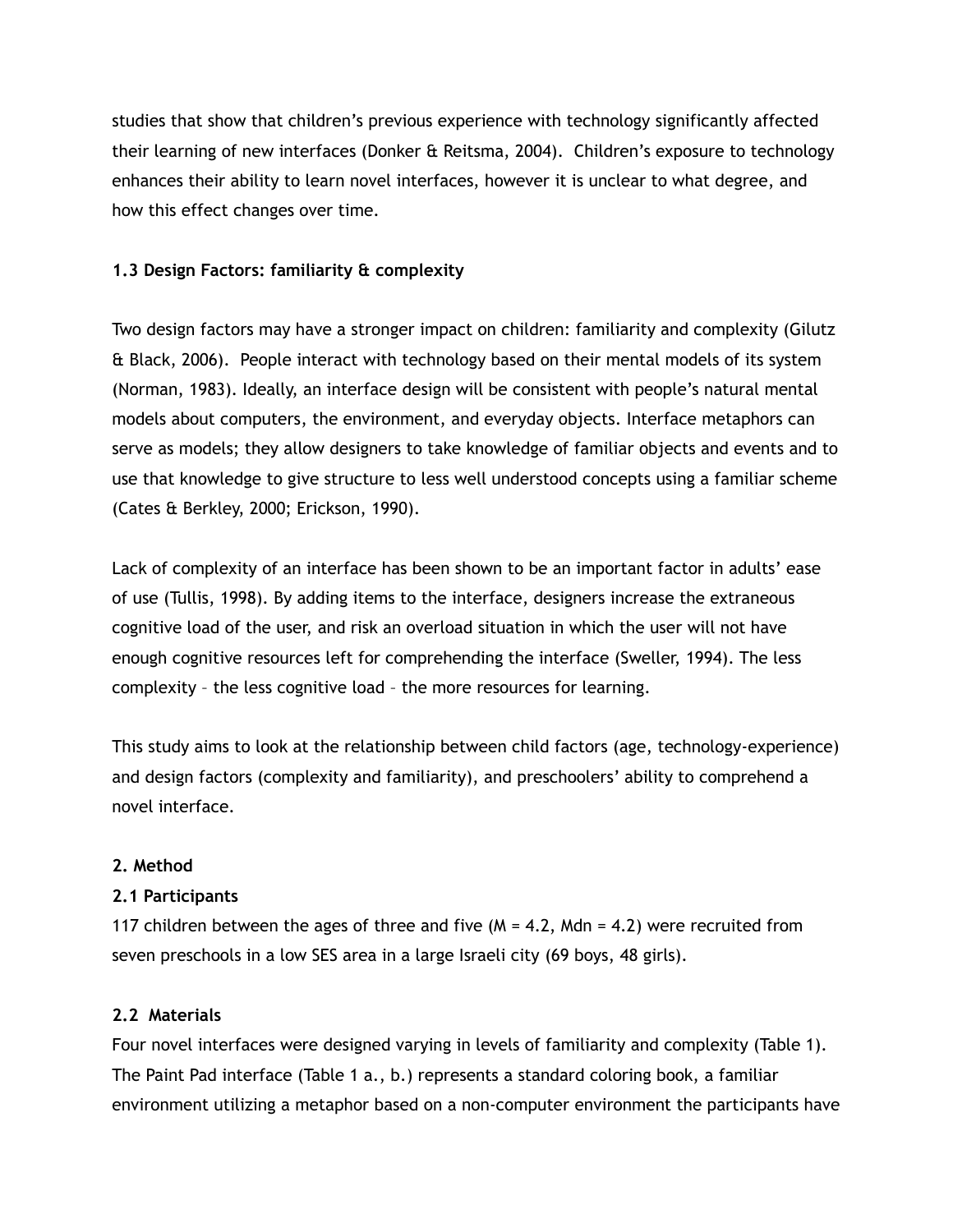studies that show that children's previous experience with technology significantly affected their learning of new interfaces (Donker & Reitsma, 2004). Children's exposure to technology enhances their ability to learn novel interfaces, however it is unclear to what degree, and how this effect changes over time.

### 1.3 Design Factors: familiarity & complexity

Two design factors may have a stronger impact on children: familiarity and complexity (Gilutz & Black, 2006). People interact with technology based on their mental models of its system (Norman, 1983). Ideally, an interface design will be consistent with people's natural mental models about computers, the environment, and everyday objects. Interface metaphors can serve as models; they allow designers to take knowledge of familiar objects and events and to use that knowledge to give structure to less well understood concepts using a familiar scheme (Cates & Berkley, 2000; Erickson, 1990).

Lack of complexity of an interface has been shown to be an important factor in adults' ease of use (Tullis, 1998). By adding items to the interface, designers increase the extraneous cognitive load of the user, and risk an overload situation in which the user will not have enough cognitive resources left for comprehending the interface (Sweller, 1994). The less complexity – the less cognitive load – the more resources for learning.

This study aims to look at the relationship between child factors (age, technology-experience) and design factors (complexity and familiarity), and preschoolers' ability to comprehend a novel interface.

## 2. Method

### 2.1 Participants

117 children between the ages of three and five ($M = 4.2$, $Mdn = 4.2$) were recruited from seven preschools in a low SES area in a large Israeli city (69 boys, 48 girls).

### 2.2 Materials

Four novel interfaces were designed varying in levels of familiarity and complexity (Table 1). The Paint Pad interface (Table 1 a., b.) represents a standard coloring book, a familiar environment utilizing a metaphor based on a non-computer environment the participants have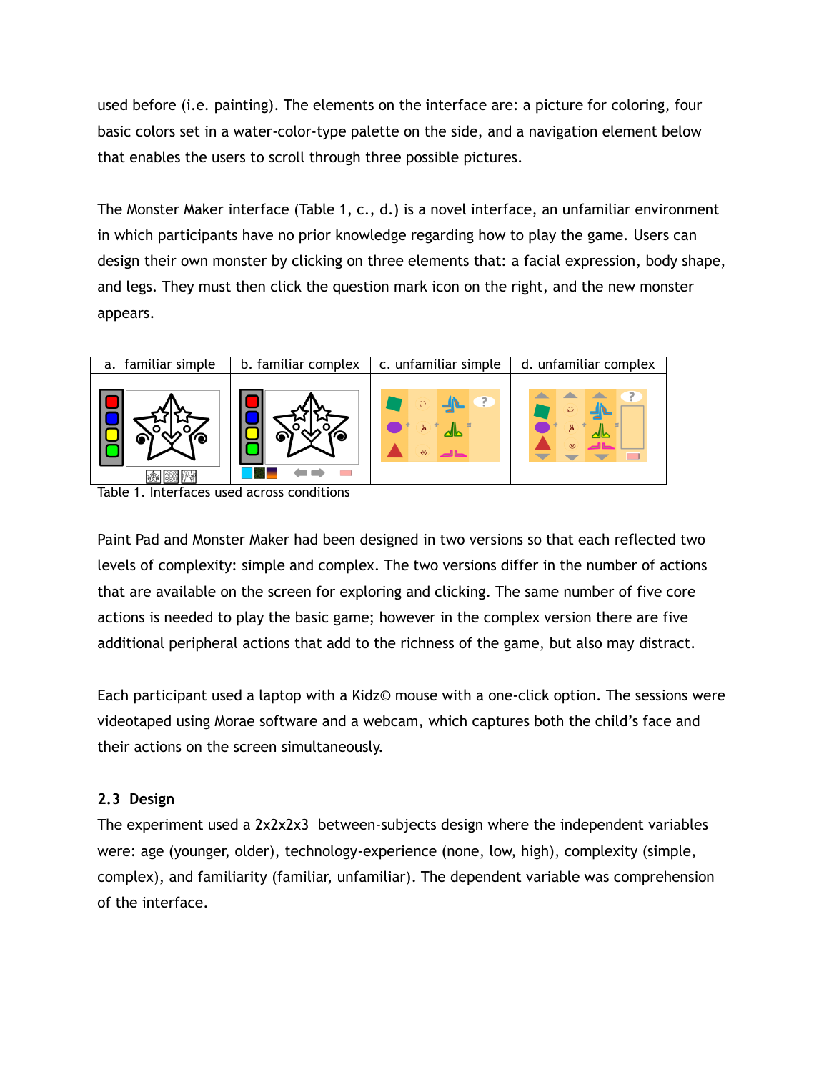used before (i.e. painting). The elements on the interface are: a picture for coloring, four basic colors set in a water-color-type palette on the side, and a navigation element below that enables the users to scroll through three possible pictures.

The Monster Maker interface (Table 1, c., d.) is a novel interface, an unfamiliar environment in which participants have no prior knowledge regarding how to play the game. Users can design their own monster by clicking on three elements that: a facial expression, body shape, and legs. They must then click the question mark icon on the right, and the new monster appears.

| a. familiar simple | b. familiar complex | c. unfamiliar simple | d. unfamiliar complex |
|---|---|---|---|
| | | | |

Table 1. Interfaces used across conditions

Paint Pad and Monster Maker had been designed in two versions so that each reflected two levels of complexity: simple and complex. The two versions differ in the number of actions that are available on the screen for exploring and clicking. The same number of five core actions is needed to play the basic game; however in the complex version there are five additional peripheral actions that add to the richness of the game, but also may distract.

Each participant used a laptop with a Kidz© mouse with a one-click option. The sessions were videotaped using Morae software and a webcam, which captures both the child's face and their actions on the screen simultaneously.

### 2.3 Design

The experiment used a 2x2x2x3 between-subjects design where the independent variables were: age (younger, older), technology-experience (none, low, high), complexity (simple, complex), and familiarity (familiar, unfamiliar). The dependent variable was comprehension of the interface.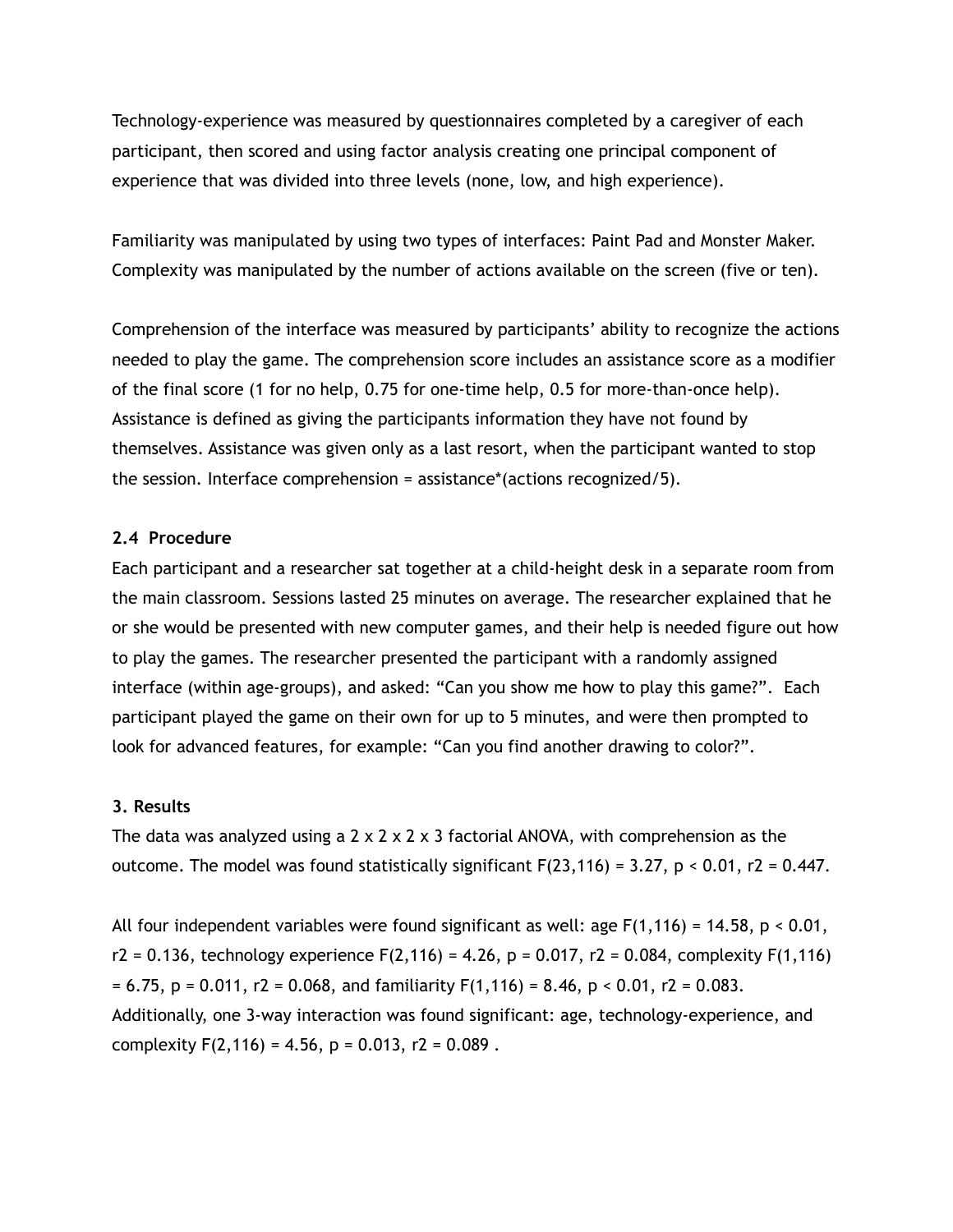Technology-experience was measured by questionnaires completed by a caregiver of each participant, then scored and using factor analysis creating one principal component of experience that was divided into three levels (none, low, and high experience).

Familiarity was manipulated by using two types of interfaces: Paint Pad and Monster Maker. Complexity was manipulated by the number of actions available on the screen (five or ten).

Comprehension of the interface was measured by participants' ability to recognize the actions needed to play the game. The comprehension score includes an assistance score as a modifier of the final score (1 for no help, 0.75 for one-time help, 0.5 for more-than-once help). Assistance is defined as giving the participants information they have not found by themselves. Assistance was given only as a last resort, when the participant wanted to stop the session. Interface comprehension = assistance*(actions recognized/5).

### 2.4 Procedure

Each participant and a researcher sat together at a child-height desk in a separate room from the main classroom. Sessions lasted 25 minutes on average. The researcher explained that he or she would be presented with new computer games, and their help is needed figure out how to play the games. The researcher presented the participant with a randomly assigned interface (within age-groups), and asked: "Can you show me how to play this game?". Each participant played the game on their own for up to 5 minutes, and were then prompted to look for advanced features, for example: "Can you find another drawing to color?".

### 3. Results

The data was analyzed using a 2 x 2 x 2 x 3 factorial ANOVA, with comprehension as the outcome. The model was found statistically significant $F(23,116) = 3.27$, $p < 0.01$, $r2 = 0.447$.

All four independent variables were found significant as well: age $F(1,116) = 14.58$, $p < 0.01$, $r2 = 0.136$, technology experience $F(2,116) = 4.26$, $p = 0.017$, $r2 = 0.084$, complexity $F(1,116) = 6.75$, $p = 0.011$, $r2 = 0.068$, and familiarity $F(1,116) = 8.46$, $p < 0.01$, $r2 = 0.083$. Additionally, one 3-way interaction was found significant: age, technology-experience, and complexity $F(2,116) = 4.56$, $p = 0.013$, $r2 = 0.089$ .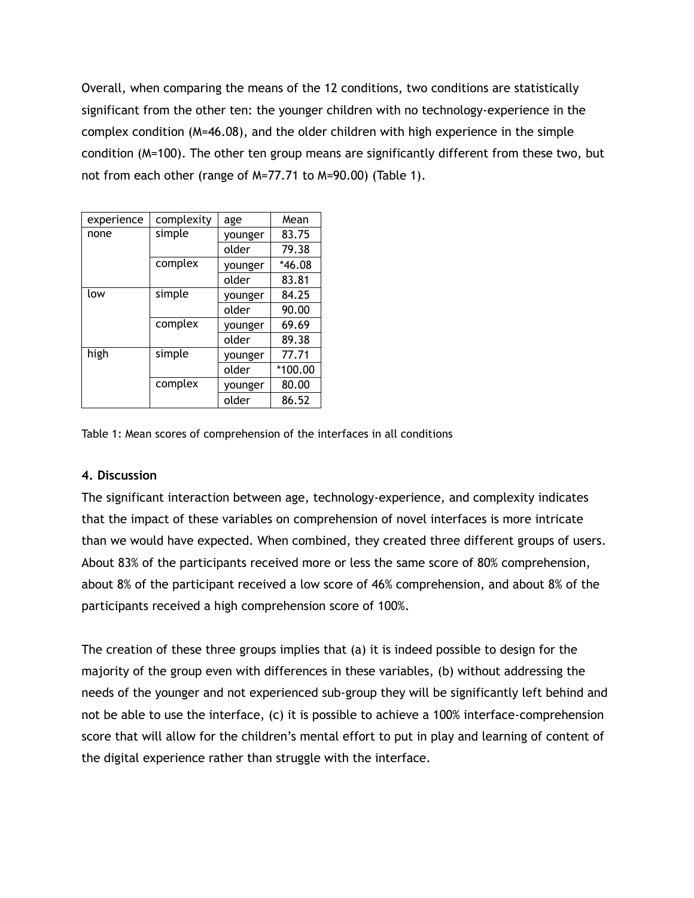Overall, when comparing the means of the 12 conditions, two conditions are statistically significant from the other ten: the younger children with no technology-experience in the complex condition (M=46.08), and the older children with high experience in the simple condition (M=100). The other ten group means are significantly different from these two, but not from each other (range of M=77.71 to M=90.00) (Table 1).

| experience | complexity | age | Mean |
|---|---|---|---|
| none | simple | younger | 83.75 |
| | | older | 79.38 |
| | complex | younger | *46.08 |
| | | older | 83.81 |
| low | simple | younger | 84.25 |
| | | older | 90.00 |
| | complex | younger | 69.69 |
| | | older | 89.38 |
| high | simple | younger | 77.71 |
| | | older | *100.00 |
| | complex | younger | 80.00 |
| | | older | 86.52 |

Table 1: Mean scores of comprehension of the interfaces in all conditions

### 4. Discussion

The significant interaction between age, technology-experience, and complexity indicates that the impact of these variables on comprehension of novel interfaces is more intricate than we would have expected. When combined, they created three different groups of users. About 83% of the participants received more or less the same score of 80% comprehension, about 8% of the participant received a low score of 46% comprehension, and about 8% of the participants received a high comprehension score of 100%.

The creation of these three groups implies that (a) it is indeed possible to design for the majority of the group even with differences in these variables, (b) without addressing the needs of the younger and not experienced sub-group they will be significantly left behind and not be able to use the interface, (c) it is possible to achieve a 100% interface-comprehension score that will allow for the children's mental effort to put in play and learning of content of the digital experience rather than struggle with the interface.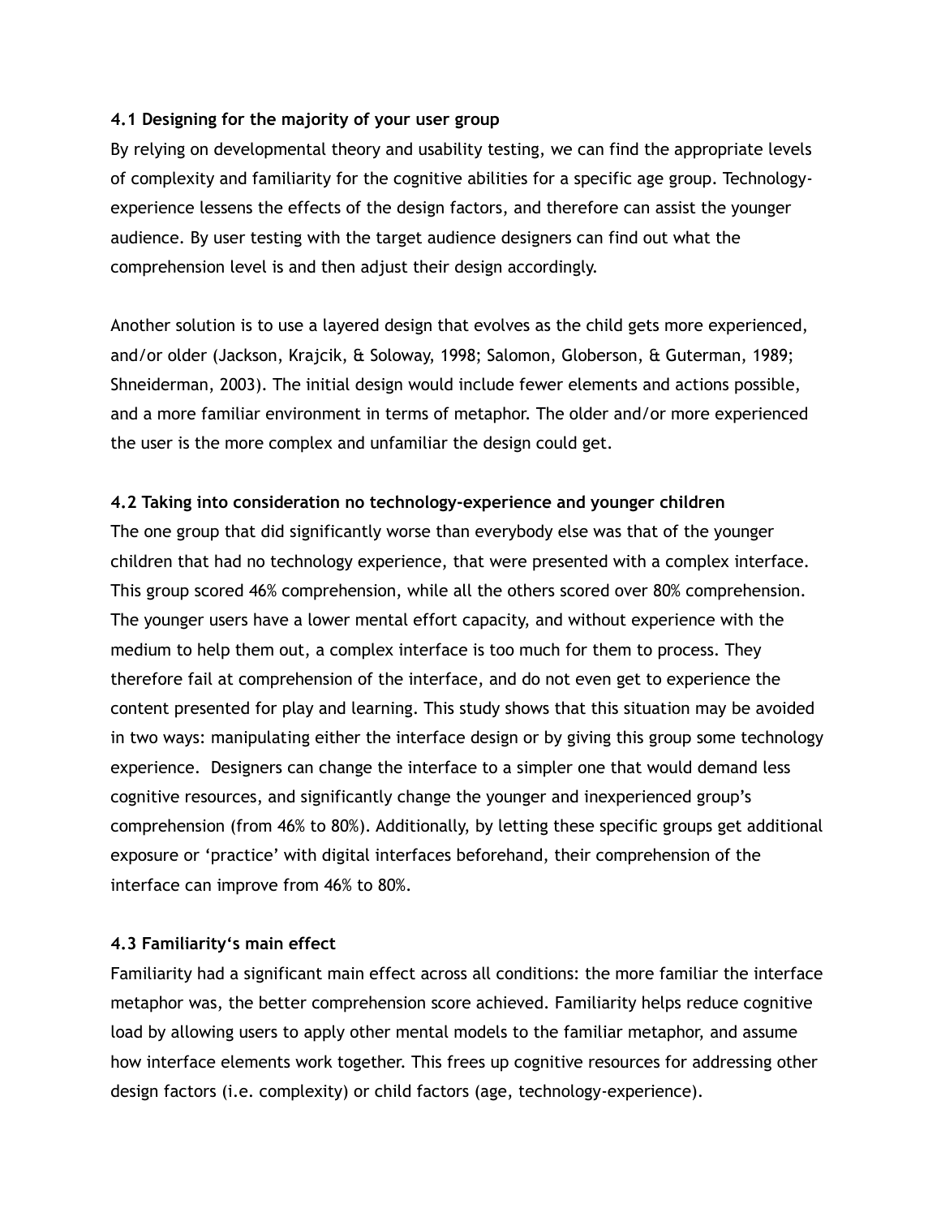### 4.1 Designing for the majority of your user group

By relying on developmental theory and usability testing, we can find the appropriate levels of complexity and familiarity for the cognitive abilities for a specific age group. Technology-experience lessens the effects of the design factors, and therefore can assist the younger audience. By user testing with the target audience designers can find out what the comprehension level is and then adjust their design accordingly.

Another solution is to use a layered design that evolves as the child gets more experienced, and/or older (Jackson, Krajcik, & Soloway, 1998; Salomon, Globerson, & Guterman, 1989; Shneiderman, 2003). The initial design would include fewer elements and actions possible, and a more familiar environment in terms of metaphor. The older and/or more experienced the user is the more complex and unfamiliar the design could get.

### 4.2 Taking into consideration no technology-experience and younger children

The one group that did significantly worse than everybody else was that of the younger children that had no technology experience, that were presented with a complex interface. This group scored 46% comprehension, while all the others scored over 80% comprehension. The younger users have a lower mental effort capacity, and without experience with the medium to help them out, a complex interface is too much for them to process. They therefore fail at comprehension of the interface, and do not even get to experience the content presented for play and learning. This study shows that this situation may be avoided in two ways: manipulating either the interface design or by giving this group some technology experience. Designers can change the interface to a simpler one that would demand less cognitive resources, and significantly change the younger and inexperienced group's comprehension (from 46% to 80%). Additionally, by letting these specific groups get additional exposure or 'practice' with digital interfaces beforehand, their comprehension of the interface can improve from 46% to 80%.

### 4.3 Familiarity's main effect

Familiarity had a significant main effect across all conditions: the more familiar the interface metaphor was, the better comprehension score achieved. Familiarity helps reduce cognitive load by allowing users to apply other mental models to the familiar metaphor, and assume how interface elements work together. This frees up cognitive resources for addressing other design factors (i.e. complexity) or child factors (age, technology-experience).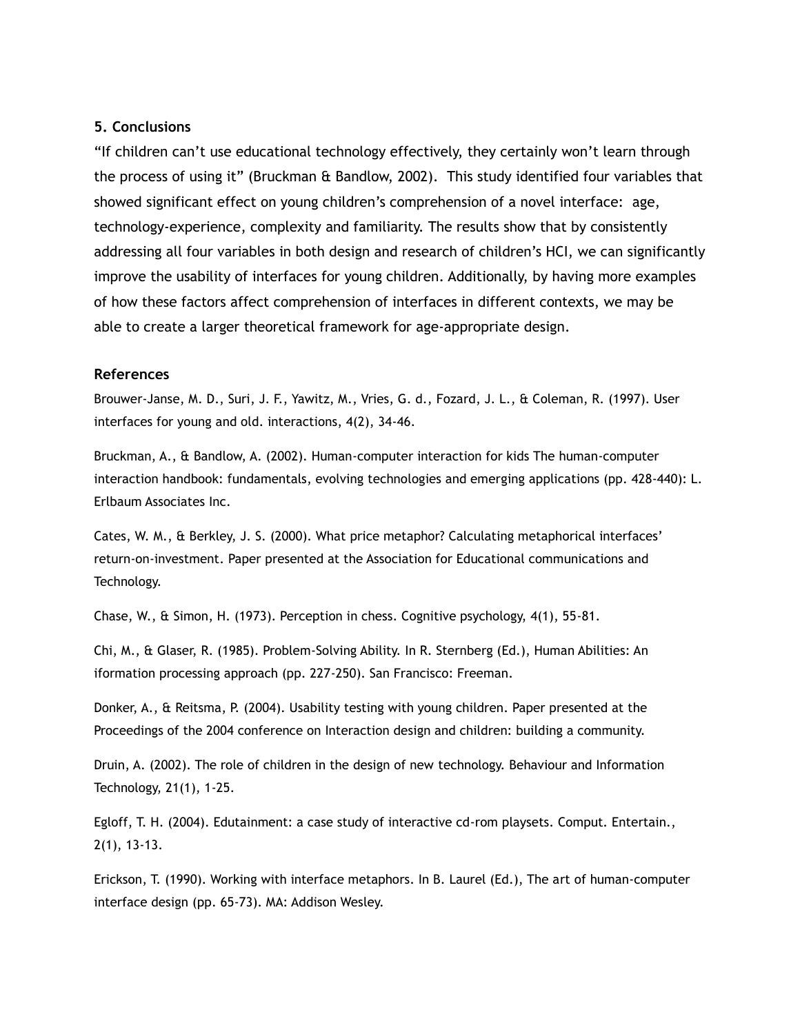## 5. Conclusions

"If children can't use educational technology effectively, they certainly won't learn through the process of using it" (Bruckman & Bandlow, 2002). This study identified four variables that showed significant effect on young children's comprehension of a novel interface: age, technology-experience, complexity and familiarity. The results show that by consistently addressing all four variables in both design and research of children's HCI, we can significantly improve the usability of interfaces for young children. Additionally, by having more examples of how these factors affect comprehension of interfaces in different contexts, we may be able to create a larger theoretical framework for age-appropriate design.

## References

Brouwer-Janse, M. D., Suri, J. F., Yawitz, M., Vries, G. d., Fozard, J. L., & Coleman, R. (1997). User interfaces for young and old. interactions, 4(2), 34-46.

Bruckman, A., & Bandlow, A. (2002). Human-computer interaction for kids The human-computer interaction handbook: fundamentals, evolving technologies and emerging applications (pp. 428-440): L. Erlbaum Associates Inc.

Cates, W. M., & Berkley, J. S. (2000). What price metaphor? Calculating metaphorical interfaces' return-on-investment. Paper presented at the Association for Educational communications and Technology.

Chase, W., & Simon, H. (1973). Perception in chess. Cognitive psychology, 4(1), 55-81.

Chi, M., & Glaser, R. (1985). Problem-Solving Ability. In R. Sternberg (Ed.), Human Abilities: An iformation processing approach (pp. 227-250). San Francisco: Freeman.

Donker, A., & Reitsma, P. (2004). Usability testing with young children. Paper presented at the Proceedings of the 2004 conference on Interaction design and children: building a community.

Druin, A. (2002). The role of children in the design of new technology. Behaviour and Information Technology, 21(1), 1-25.

Egloff, T. H. (2004). Edutainment: a case study of interactive cd-rom playsets. Comput. Entertain., 2(1), 13-13.

Erickson, T. (1990). Working with interface metaphors. In B. Laurel (Ed.), The art of human-computer interface design (pp. 65-73). MA: Addison Wesley.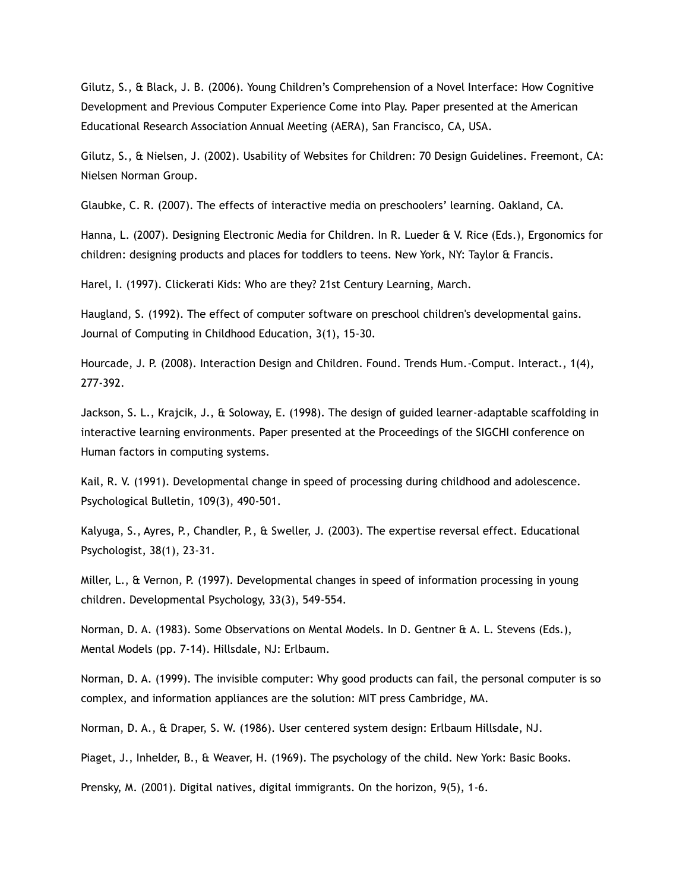Gilutz, S., & Black, J. B. (2006). Young Children's Comprehension of a Novel Interface: How Cognitive Development and Previous Computer Experience Come into Play. Paper presented at the American Educational Research Association Annual Meeting (AERA), San Francisco, CA, USA.

Gilutz, S., & Nielsen, J. (2002). Usability of Websites for Children: 70 Design Guidelines. Freemont, CA: Nielsen Norman Group.

Glaubke, C. R. (2007). The effects of interactive media on preschoolers' learning. Oakland, CA.

Hanna, L. (2007). Designing Electronic Media for Children. In R. Lueder & V. Rice (Eds.), Ergonomics for children: designing products and places for toddlers to teens. New York, NY: Taylor & Francis.

Harel, I. (1997). Clickerati Kids: Who are they? 21st Century Learning, March.

Haugland, S. (1992). The effect of computer software on preschool children's developmental gains. Journal of Computing in Childhood Education, 3(1), 15-30.

Hourcade, J. P. (2008). Interaction Design and Children. Found. Trends Hum.-Comput. Interact., 1(4), 277-392.

Jackson, S. L., Krajcik, J., & Soloway, E. (1998). The design of guided learner-adaptable scaffolding in interactive learning environments. Paper presented at the Proceedings of the SIGCHI conference on Human factors in computing systems.

Kail, R. V. (1991). Developmental change in speed of processing during childhood and adolescence. Psychological Bulletin, 109(3), 490-501.

Kalyuga, S., Ayres, P., Chandler, P., & Sweller, J. (2003). The expertise reversal effect. Educational Psychologist, 38(1), 23-31.

Miller, L., & Vernon, P. (1997). Developmental changes in speed of information processing in young children. Developmental Psychology, 33(3), 549-554.

Norman, D. A. (1983). Some Observations on Mental Models. In D. Gentner & A. L. Stevens (Eds.), Mental Models (pp. 7-14). Hillsdale, NJ: Erlbaum.

Norman, D. A. (1999). The invisible computer: Why good products can fail, the personal computer is so complex, and information appliances are the solution: MIT press Cambridge, MA.

Norman, D. A., & Draper, S. W. (1986). User centered system design: Erlbaum Hillsdale, NJ.

Piaget, J., Inhelder, B., & Weaver, H. (1969). The psychology of the child. New York: Basic Books.

Prensky, M. (2001). Digital natives, digital immigrants. On the horizon, 9(5), 1-6.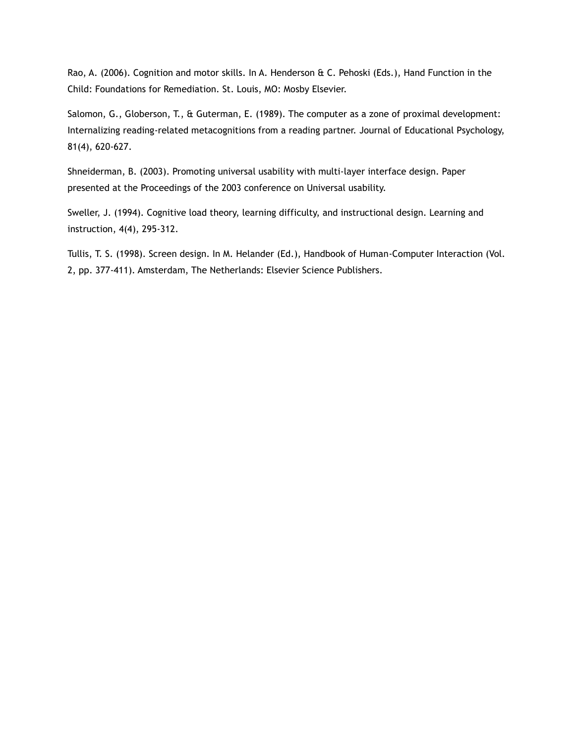Rao, A. (2006). Cognition and motor skills. In A. Henderson & C. Pehoski (Eds.), Hand Function in the Child: Foundations for Remediation. St. Louis, MO: Mosby Elsevier.

Salomon, G., Globerson, T., & Guterman, E. (1989). The computer as a zone of proximal development: Internalizing reading-related metacognitions from a reading partner. Journal of Educational Psychology, 81(4), 620-627.

Shneiderman, B. (2003). Promoting universal usability with multi-layer interface design. Paper presented at the Proceedings of the 2003 conference on Universal usability.

Sweller, J. (1994). Cognitive load theory, learning difficulty, and instructional design. Learning and instruction, 4(4), 295-312.

Tullis, T. S. (1998). Screen design. In M. Helander (Ed.), Handbook of Human-Computer Interaction (Vol. 2, pp. 377-411). Amsterdam, The Netherlands: Elsevier Science Publishers.